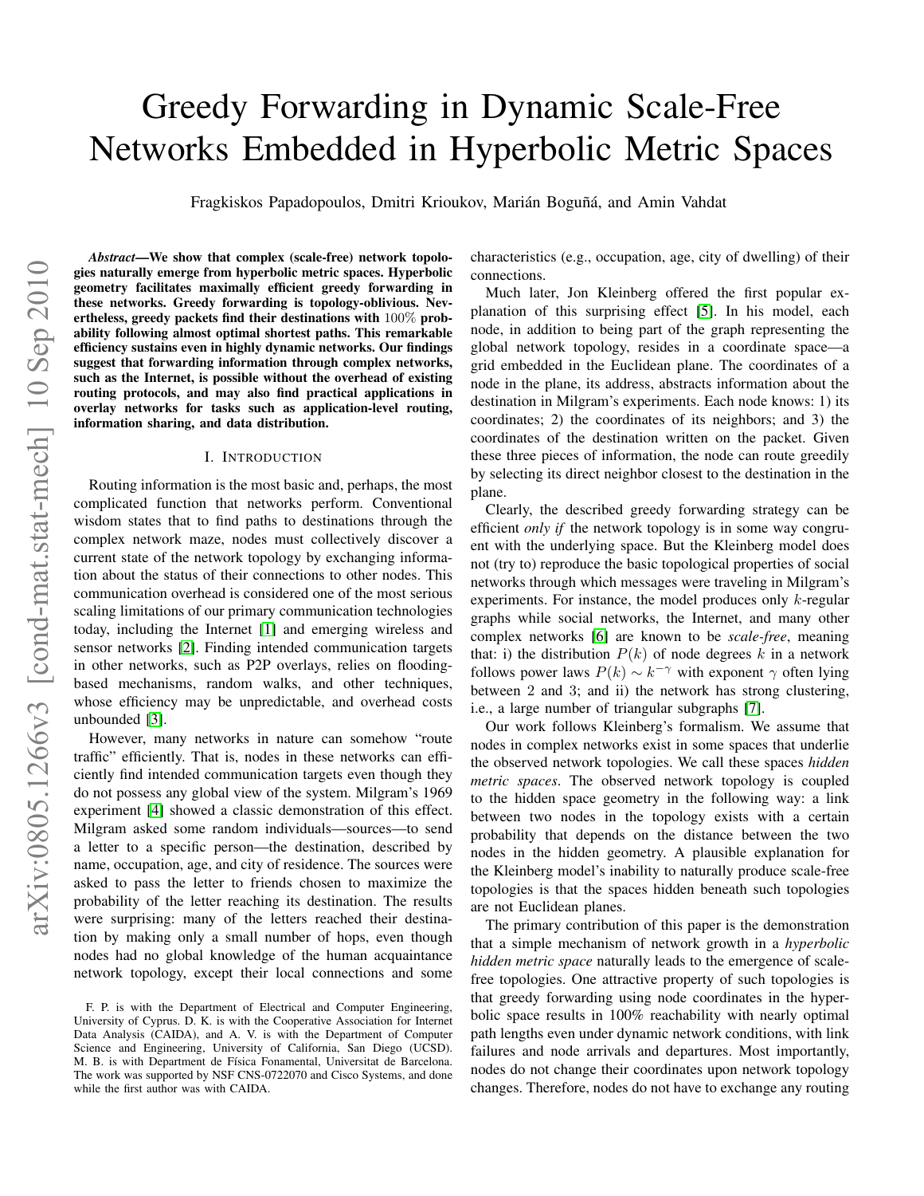# Greedy Forwarding in Dynamic Scale-Free Networks Embedded in Hyperbolic Metric Spaces

Fragkiskos Papadopoulos, Dmitri Krioukov, Marián Boguñá, and Amin Vahdat

***Abstract*—We show that complex (scale-free) network topologies naturally emerge from hyperbolic metric spaces. Hyperbolic geometry facilitates maximally efficient greedy forwarding in these networks. Greedy forwarding is topology-oblivious. Nevertheless, greedy packets find their destinations with $100\%$ probability following almost optimal shortest paths. This remarkable efficiency sustains even in highly dynamic networks. Our findings suggest that forwarding information through complex networks, such as the Internet, is possible without the overhead of existing routing protocols, and may also find practical applications in overlay networks for tasks such as application-level routing, information sharing, and data distribution.**

## I. Introduction

Routing information is the most basic and, perhaps, the most complicated function that networks perform. Conventional wisdom states that to find paths to destinations through the complex network maze, nodes must collectively discover a current state of the network topology by exchanging information about the status of their connections to other nodes. This communication overhead is considered one of the most serious scaling limitations of our primary communication technologies today, including the Internet [1] and emerging wireless and sensor networks [2]. Finding intended communication targets in other networks, such as P2P overlays, relies on flooding-based mechanisms, random walks, and other techniques, whose efficiency may be unpredictable, and overhead costs unbounded [3].

However, many networks in nature can somehow "route traffic" efficiently. That is, nodes in these networks can efficiently find intended communication targets even though they do not possess any global view of the system. Milgram's 1969 experiment [4] showed a classic demonstration of this effect. Milgram asked some random individuals—sources—to send a letter to a specific person—the destination, described by name, occupation, age, and city of residence. The sources were asked to pass the letter to friends chosen to maximize the probability of the letter reaching its destination. The results were surprising: many of the letters reached their destination by making only a small number of hops, even though nodes had no global knowledge of the human acquaintance network topology, except their local connections and some characteristics (e.g., occupation, age, city of dwelling) of their connections.

Much later, Jon Kleinberg offered the first popular explanation of this surprising effect [5]. In his model, each node, in addition to being part of the graph representing the global network topology, resides in a coordinate space—a grid embedded in the Euclidean plane. The coordinates of a node in the plane, its address, abstracts information about the destination in Milgram's experiments. Each node knows: 1) its coordinates; 2) the coordinates of its neighbors; and 3) the coordinates of the destination written on the packet. Given these three pieces of information, the node can route greedily by selecting its direct neighbor closest to the destination in the plane.

Clearly, the described greedy forwarding strategy can be efficient *only if* the network topology is in some way congruent with the underlying space. But the Kleinberg model does not (try to) reproduce the basic topological properties of social networks through which messages were traveling in Milgram's experiments. For instance, the model produces only $k$-regular graphs while social networks, the Internet, and many other complex networks [6] are known to be *scale-free*, meaning that: i) the distribution $P(k)$ of node degrees $k$ in a network follows power laws $P(k) \sim k^{-\gamma}$ with exponent $\gamma$ often lying between 2 and 3; and ii) the network has strong clustering, i.e., a large number of triangular subgraphs [7].

Our work follows Kleinberg's formalism. We assume that nodes in complex networks exist in some spaces that underlie the observed network topologies. We call these spaces *hidden metric spaces*. The observed network topology is coupled to the hidden space geometry in the following way: a link between two nodes in the topology exists with a certain probability that depends on the distance between the two nodes in the hidden geometry. A plausible explanation for the Kleinberg model's inability to naturally produce scale-free topologies is that the spaces hidden beneath such topologies are not Euclidean planes.

The primary contribution of this paper is the demonstration that a simple mechanism of network growth in a *hyperbolic hidden metric space* naturally leads to the emergence of scale-free topologies. One attractive property of such topologies is that greedy forwarding using node coordinates in the hyperbolic space results in 100% reachability with nearly optimal path lengths even under dynamic network conditions, with link failures and node arrivals and departures. Most importantly, nodes do not change their coordinates upon network topology changes. Therefore, nodes do not have to exchange any routing

F. P. is with the Department of Electrical and Computer Engineering, University of Cyprus. D. K. is with the Cooperative Association for Internet Data Analysis (CAIDA), and A. V. is with the Department of Computer Science and Engineering, University of California, San Diego (UCSD). M. B. is with Department de Física Fonamental, Universitat de Barcelona. The work was supported by NSF CNS-0722070 and Cisco Systems, and done while the first author was with CAIDA.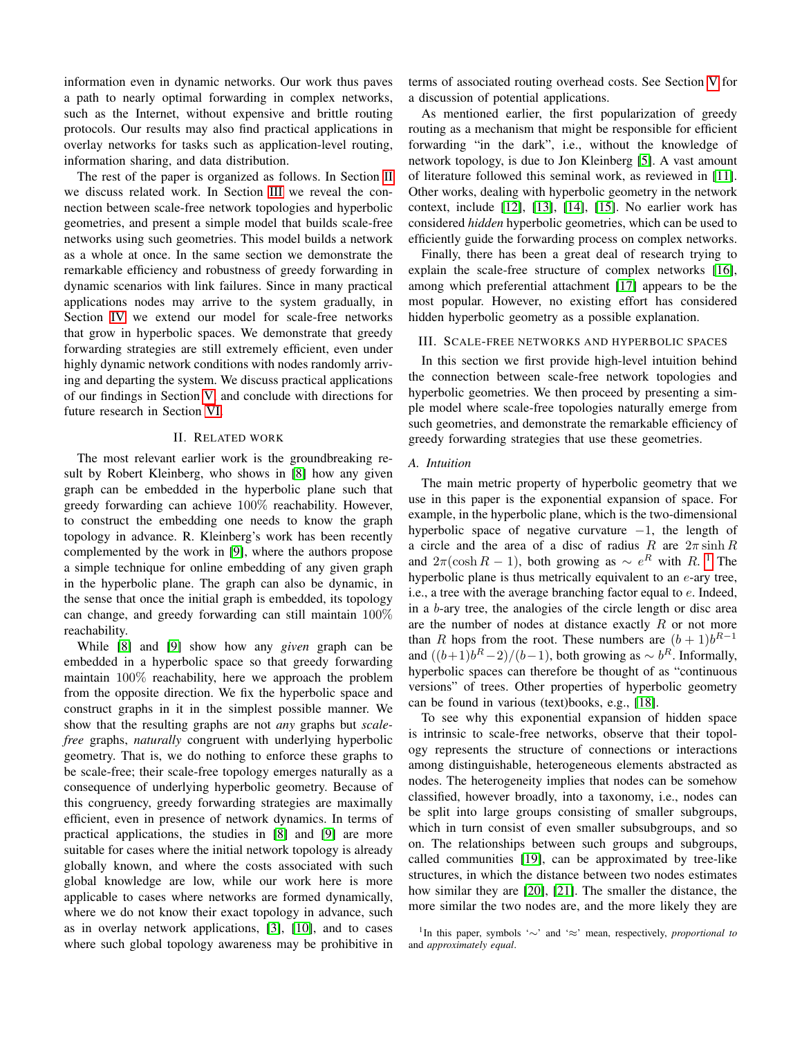information even in dynamic networks. Our work thus paves a path to nearly optimal forwarding in complex networks, such as the Internet, without expensive and brittle routing protocols. Our results may also find practical applications in overlay networks for tasks such as application-level routing, information sharing, and data distribution.

The rest of the paper is organized as follows. In Section II we discuss related work. In Section III we reveal the connection between scale-free network topologies and hyperbolic geometries, and present a simple model that builds scale-free networks using such geometries. This model builds a network as a whole at once. In the same section we demonstrate the remarkable efficiency and robustness of greedy forwarding in dynamic scenarios with link failures. Since in many practical applications nodes may arrive to the system gradually, in Section IV we extend our model for scale-free networks that grow in hyperbolic spaces. We demonstrate that greedy forwarding strategies are still extremely efficient, even under highly dynamic network conditions with nodes randomly arriving and departing the system. We discuss practical applications of our findings in Section V, and conclude with directions for future research in Section VI.

## II. Related work

The most relevant earlier work is the groundbreaking result by Robert Kleinberg, who shows in [8] how any given graph can be embedded in the hyperbolic plane such that greedy forwarding can achieve 100% reachability. However, to construct the embedding one needs to know the graph topology in advance. R. Kleinberg's work has been recently complemented by the work in [9], where the authors propose a simple technique for online embedding of any given graph in the hyperbolic plane. The graph can also be dynamic, in the sense that once the initial graph is embedded, its topology can change, and greedy forwarding can still maintain 100% reachability.

While [8] and [9] show how any *given* graph can be embedded in a hyperbolic space so that greedy forwarding maintain 100% reachability, here we approach the problem from the opposite direction. We fix the hyperbolic space and construct graphs in it in the simplest possible manner. We show that the resulting graphs are not *any* graphs but *scale-free* graphs, *naturally* congruent with underlying hyperbolic geometry. That is, we do nothing to enforce these graphs to be scale-free; their scale-free topology emerges naturally as a consequence of underlying hyperbolic geometry. Because of this congruency, greedy forwarding strategies are maximally efficient, even in presence of network dynamics. In terms of practical applications, the studies in [8] and [9] are more suitable for cases where the initial network topology is already globally known, and where the costs associated with such global knowledge are low, while our work here is more applicable to cases where networks are formed dynamically, where we do not know their exact topology in advance, such as in overlay network applications, [3], [10], and to cases where such global topology awareness may be prohibitive in terms of associated routing overhead costs. See Section V for a discussion of potential applications.

As mentioned earlier, the first popularization of greedy routing as a mechanism that might be responsible for efficient forwarding "in the dark", i.e., without the knowledge of network topology, is due to Jon Kleinberg [5]. A vast amount of literature followed this seminal work, as reviewed in [11]. Other works, dealing with hyperbolic geometry in the network context, include [12], [13], [14], [15]. No earlier work has considered *hidden* hyperbolic geometries, which can be used to efficiently guide the forwarding process on complex networks.

Finally, there has been a great deal of research trying to explain the scale-free structure of complex networks [16], among which preferential attachment [17] appears to be the most popular. However, no existing effort has considered hidden hyperbolic geometry as a possible explanation.

## III. Scale-free networks and hyperbolic spaces

In this section we first provide high-level intuition behind the connection between scale-free network topologies and hyperbolic geometries. We then proceed by presenting a simple model where scale-free topologies naturally emerge from such geometries, and demonstrate the remarkable efficiency of greedy forwarding strategies that use these geometries.

### A. Intuition

The main metric property of hyperbolic geometry that we use in this paper is the exponential expansion of space. For example, in the hyperbolic plane, which is the two-dimensional hyperbolic space of negative curvature $-1$, the length of a circle and the area of a disc of radius $R$ are $2\pi \sinh R$ and $2\pi(\cosh R - 1)$, both growing as $\sim e^R$ with $R$. [1] The hyperbolic plane is thus metrically equivalent to an $e$-ary tree, i.e., a tree with the average branching factor equal to $e$. Indeed, in a $b$-ary tree, the analogies of the circle length or disc area are the number of nodes at distance exactly $R$ or not more than $R$ hops from the root. These numbers are $(b+1)b^{R-1}$ and $((b+1)b^R - 2)/(b-1)$, both growing as $\sim b^R$. Informally, hyperbolic spaces can therefore be thought of as "continuous versions" of trees. Other properties of hyperbolic geometry can be found in various (text)books, e.g., [18].

To see why this exponential expansion of hidden space is intrinsic to scale-free networks, observe that their topology represents the structure of connections or interactions among distinguishable, heterogeneous elements abstracted as nodes. The heterogeneity implies that nodes can be somehow classified, however broadly, into a taxonomy, i.e., nodes can be split into large groups consisting of smaller subgroups, which in turn consist of even smaller subsubgroups, and so on. The relationships between such groups and subgroups, called communities [19], can be approximated by tree-like structures, in which the distance between two nodes estimates how similar they are [20], [21]. The smaller the distance, the more similar the two nodes are, and the more likely they are

[1] In this paper, symbols '$\sim$' and '$\approx$' mean, respectively, *proportional to* and *approximately equal*.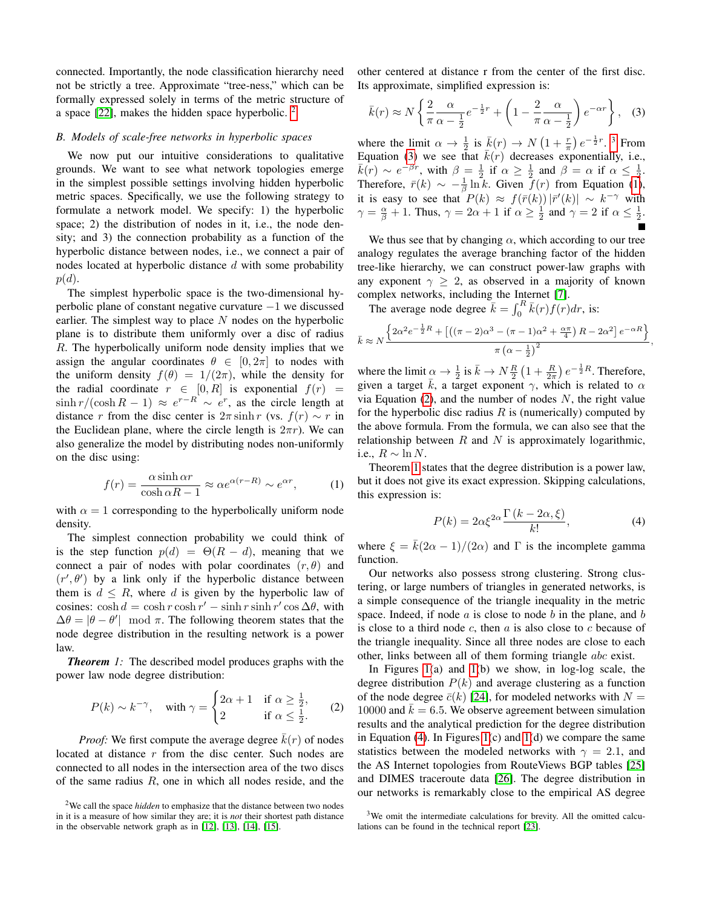connected. Importantly, the node classification hierarchy need not be strictly a tree. Approximate "tree-ness," which can be formally expressed solely in terms of the metric structure of a space [22], makes the hidden space hyperbolic. [2]

### B. Models of scale-free networks in hyperbolic spaces

We now put our intuitive considerations to qualitative grounds. We want to see what network topologies emerge in the simplest possible settings involving hidden hyperbolic metric spaces. Specifically, we use the following strategy to formulate a network model. We specify: 1) the hyperbolic space; 2) the distribution of nodes in it, i.e., the node density; and 3) the connection probability as a function of the hyperbolic distance between nodes, i.e., we connect a pair of nodes located at hyperbolic distance $d$ with some probability $p(d)$.

The simplest hyperbolic space is the two-dimensional hyperbolic plane of constant negative curvature $-1$ we discussed earlier. The simplest way to place $N$ nodes on the hyperbolic plane is to distribute them uniformly over a disc of radius $R$. The hyperbolically uniform node density implies that we assign the angular coordinates $\theta \in [0, 2\pi]$ to nodes with the uniform density $f(\theta) = 1/(2\pi)$, while the density for the radial coordinate $r \in [0, R]$ is exponential $f(r) = \sinh r/(\cosh R - 1) \approx e^{r-R} \sim e^{r}$, as the circle length at distance $r$ from the disc center is $2\pi \sinh r$ (vs. $f(r) \sim r$ in the Euclidean plane, where the circle length is $2\pi r$). We can also generalize the model by distributing nodes non-uniformly on the disc using:

$$f(r) = \frac{\alpha \sinh \alpha r}{\cosh \alpha R - 1} \approx \alpha e^{\alpha(r-R)} \sim e^{\alpha r}, \qquad (1)$$

with $\alpha = 1$ corresponding to the hyperbolically uniform node density.

The simplest connection probability we could think of is the step function $p(d) = \Theta(R - d)$, meaning that we connect a pair of nodes with polar coordinates $(r, \theta)$ and $(r', \theta')$ by a link only if the hyperbolic distance between them is $d \leq R$, where $d$ is given by the hyperbolic law of cosines: $\cosh d = \cosh r \cosh r' - \sinh r \sinh r' \cos \Delta\theta$, with $\Delta\theta = |\theta - \theta'| \mod \pi$. The following theorem states that the node degree distribution in the resulting network is a power law.

***Theorem 1:*** The described model produces graphs with the power law node degree distribution:

$$P(k) \sim k^{-\gamma}, \quad \text{with } \gamma = \begin{cases} 2\alpha + 1 & \text{if } \alpha \geq \frac{1}{2}, \\ 2 & \text{if } \alpha \leq \frac{1}{2}. \end{cases} \qquad (2)$$

*Proof:* We first compute the average degree $\bar{k}(r)$ of nodes located at distance $r$ from the disc center. Such nodes are connected to all nodes in the intersection area of the two discs of the same radius $R$, one in which all nodes reside, and the other centered at distance r from the center of the first disc. Its approximate, simplified expression is:

$$\bar{k}(r) \approx N \left\{ \frac{2}{\pi} \frac{\alpha}{\alpha - \frac{1}{2}} e^{-\frac{1}{2}r} + \left(1 - \frac{2}{\pi} \frac{\alpha}{\alpha - \frac{1}{2}}\right) e^{-\alpha r} \right\}, \quad (3)$$

where the limit $\alpha \to \frac{1}{2}$ is $\bar{k}(r) \to N\left(1 + \frac{r}{\pi}\right) e^{-\frac{1}{2}r}$. [3] From Equation (3) we see that $\bar{k}(r)$ decreases exponentially, i.e., $\bar{k}(r) \sim e^{-\beta r}$, with $\beta = \frac{1}{2}$ if $\alpha \geq \frac{1}{2}$ and $\beta = \alpha$ if $\alpha \leq \frac{1}{2}$. Therefore, $\bar{r}(k) \sim -\frac{1}{\beta} \ln k$. Given $f(r)$ from Equation (1), it is easy to see that $P(k) \approx f(\bar{r}(k)) |\bar{r}'(k)| \sim k^{-\gamma}$ with $\gamma = \frac{\alpha}{\beta} + 1$. Thus, $\gamma = 2\alpha + 1$ if $\alpha \geq \frac{1}{2}$ and $\gamma = 2$ if $\alpha \leq \frac{1}{2}$. ∎

We thus see that by changing $\alpha$, which according to our tree analogy regulates the average branching factor of the hidden tree-like hierarchy, we can construct power-law graphs with any exponent $\gamma \geq 2$, as observed in a majority of known complex networks, including the Internet [7].

The average node degree $\bar{k} = \int_0^R \bar{k}(r) f(r) dr$, is:

$$\bar{k} \approx N \frac{\left\{ 2\alpha^2 e^{-\frac{1}{2}R} + \left[\left((\pi - 2)\alpha^3 - (\pi - 1)\alpha^2 + \frac{\alpha\pi}{4}\right) R - 2\alpha^2\right] e^{-\alpha R} \right\}}{\pi\left(\alpha - \frac{1}{2}\right)^2},$$

where the limit $\alpha \to \frac{1}{2}$ is $\bar{k} \to N\frac{R}{2}\left(1 + \frac{R}{2\pi}\right) e^{-\frac{1}{2}R}$. Therefore, given a target $\bar{k}$, a target exponent $\gamma$, which is related to $\alpha$ via Equation (2), and the number of nodes $N$, the right value for the hyperbolic disc radius $R$ is (numerically) computed by the above formula. From the formula, we can also see that the relationship between $R$ and $N$ is approximately logarithmic, i.e., $R \sim \ln N$.

Theorem 1 states that the degree distribution is a power law, but it does not give its exact expression. Skipping calculations, this expression is:

$$P(k) = 2\alpha \xi^{2\alpha} \frac{\Gamma(k - 2\alpha, \xi)}{k!}, \qquad (4)$$

where $\xi = \bar{k}(2\alpha - 1)/(2\alpha)$ and $\Gamma$ is the incomplete gamma function.

Our networks also possess strong clustering. Strong clustering, or large numbers of triangles in generated networks, is a simple consequence of the triangle inequality in the metric space. Indeed, if node $a$ is close to node $b$ in the plane, and $b$ is close to a third node $c$, then $a$ is also close to $c$ because of the triangle inequality. Since all three nodes are close to each other, links between all of them forming triangle $abc$ exist.

In Figures 1(a) and 1(b) we show, in log-log scale, the degree distribution $P(k)$ and average clustering as a function of the node degree $\bar{c}(k)$ [24], for modeled networks with $N = 10000$ and $\bar{k} = 6.5$. We observe agreement between simulation results and the analytical prediction for the degree distribution in Equation (4). In Figures 1(c) and 1(d) we compare the same statistics between the modeled networks with $\gamma = 2.1$, and the AS Internet topologies from RouteViews BGP tables [25] and DIMES traceroute data [26]. The degree distribution in our networks is remarkably close to the empirical AS degree

[2] We call the space *hidden* to emphasize that the distance between two nodes in it is a measure of how similar they are; it is *not* their shortest path distance in the observable network graph as in [12], [13], [14], [15].

[3] We omit the intermediate calculations for brevity. All the omitted calculations can be found in the technical report [23].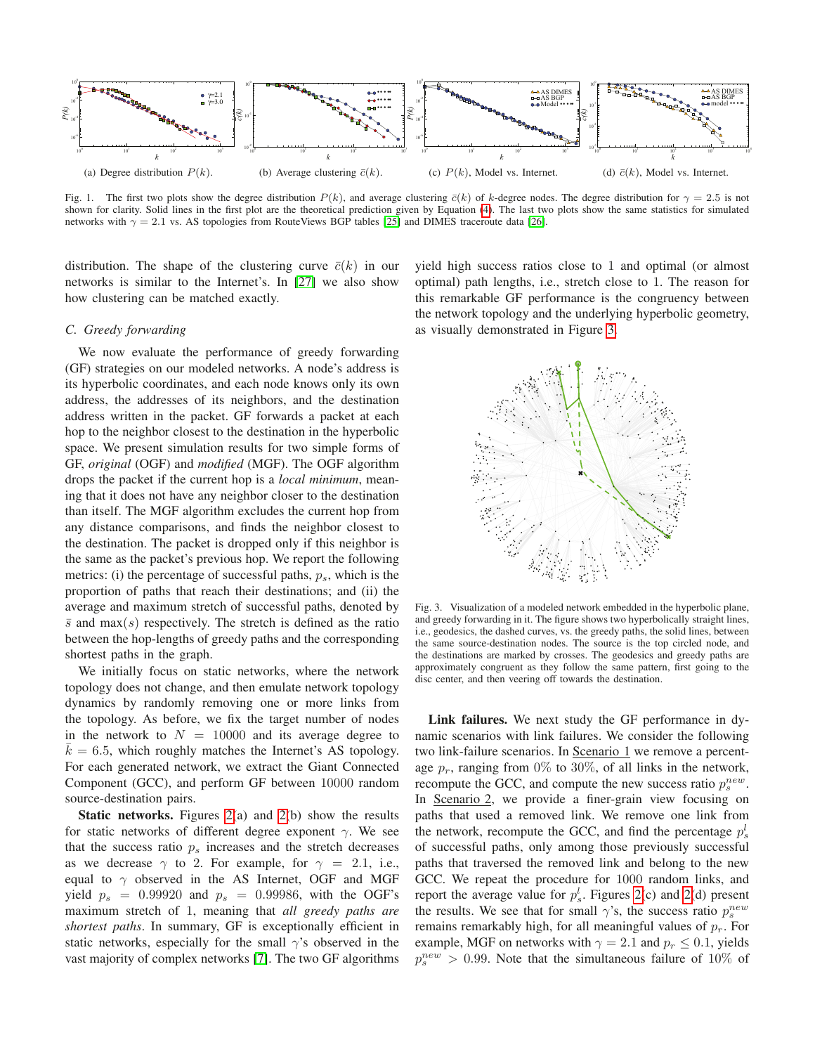(a) Degree distribution $P(k)$.

(b) Average clustering $\bar{c}(k)$.

(c) $P(k)$, Model vs. Internet.

(d) $\bar{c}(k)$, Model vs. Internet.

Fig. 1. The first two plots show the degree distribution $P(k)$, and average clustering $\bar{c}(k)$ of $k$-degree nodes. The degree distribution for $\gamma = 2.5$ is not shown for clarity. Solid lines in the first plot are the theoretical prediction given by Equation (4). The last two plots show the same statistics for simulated networks with $\gamma = 2.1$ vs. AS topologies from RouteViews BGP tables [25] and DIMES traceroute data [26].

distribution. The shape of the clustering curve $\bar{c}(k)$ in our networks is similar to the Internet's. In [27] we also show how clustering can be matched exactly.

### C. Greedy forwarding

We now evaluate the performance of greedy forwarding (GF) strategies on our modeled networks. A node's address is its hyperbolic coordinates, and each node knows only its own address, the addresses of its neighbors, and the destination address written in the packet. GF forwards a packet at each hop to the neighbor closest to the destination in the hyperbolic space. We present simulation results for two simple forms of GF, *original* (OGF) and *modified* (MGF). The OGF algorithm drops the packet if the current hop is a *local minimum*, meaning that it does not have any neighbor closer to the destination than itself. The MGF algorithm excludes the current hop from any distance comparisons, and finds the neighbor closest to the destination. The packet is dropped only if this neighbor is the same as the packet's previous hop. We report the following metrics: (i) the percentage of successful paths, $p_s$, which is the proportion of paths that reach their destinations; and (ii) the average and maximum stretch of successful paths, denoted by $\bar{s}$ and $\max(s)$ respectively. The stretch is defined as the ratio between the hop-lengths of greedy paths and the corresponding shortest paths in the graph.

We initially focus on static networks, where the network topology does not change, and then emulate network topology dynamics by randomly removing one or more links from the topology. As before, we fix the target number of nodes in the network to $N = 10000$ and its average degree to $\bar{k} = 6.5$, which roughly matches the Internet's AS topology. For each generated network, we extract the Giant Connected Component (GCC), and perform GF between 10000 random source-destination pairs.

**Static networks.** Figures 2(a) and 2(b) show the results for static networks of different degree exponent $\gamma$. We see that the success ratio $p_s$ increases and the stretch decreases as we decrease $\gamma$ to 2. For example, for $\gamma = 2.1$, i.e., equal to $\gamma$ observed in the AS Internet, OGF and MGF yield $p_s = 0.99920$ and $p_s = 0.99986$, with the OGF's maximum stretch of 1, meaning that *all greedy paths are shortest paths*. In summary, GF is exceptionally efficient in static networks, especially for the small $\gamma$'s observed in the vast majority of complex networks [7]. The two GF algorithms yield high success ratios close to 1 and optimal (or almost optimal) path lengths, i.e., stretch close to 1. The reason for this remarkable GF performance is the congruency between the network topology and the underlying hyperbolic geometry, as visually demonstrated in Figure 3.

Fig. 3. Visualization of a modeled network embedded in the hyperbolic plane, and greedy forwarding in it. The figure shows two hyperbolically straight lines, i.e., geodesics, the dashed curves, vs. the greedy paths, the solid lines, between the same source-destination nodes. The source is the top circled node, and the destinations are marked by crosses. The geodesics and greedy paths are approximately congruent as they follow the same pattern, first going to the disc center, and then veering off towards the destination.

**Link failures.** We next study the GF performance in dynamic scenarios with link failures. We consider the following two link-failure scenarios. In Scenario 1 we remove a percentage $p_r$, ranging from 0% to 30%, of all links in the network, recompute the GCC, and compute the new success ratio $p_s^{new}$. In Scenario 2, we provide a finer-grain view focusing on paths that used a removed link. We remove one link from the network, recompute the GCC, and find the percentage $p_s^l$ of successful paths, only among those previously successful paths that traversed the removed link and belong to the new GCC. We repeat the procedure for 1000 random links, and report the average value for $p_s^l$. Figures 2(c) and 2(d) present the results. We see that for small $\gamma$'s, the success ratio $p_s^{new}$ remains remarkably high, for all meaningful values of $p_r$. For example, MGF on networks with $\gamma = 2.1$ and $p_r \leq 0.1$, yields $p_s^{new} > 0.99$. Note that the simultaneous failure of 10% of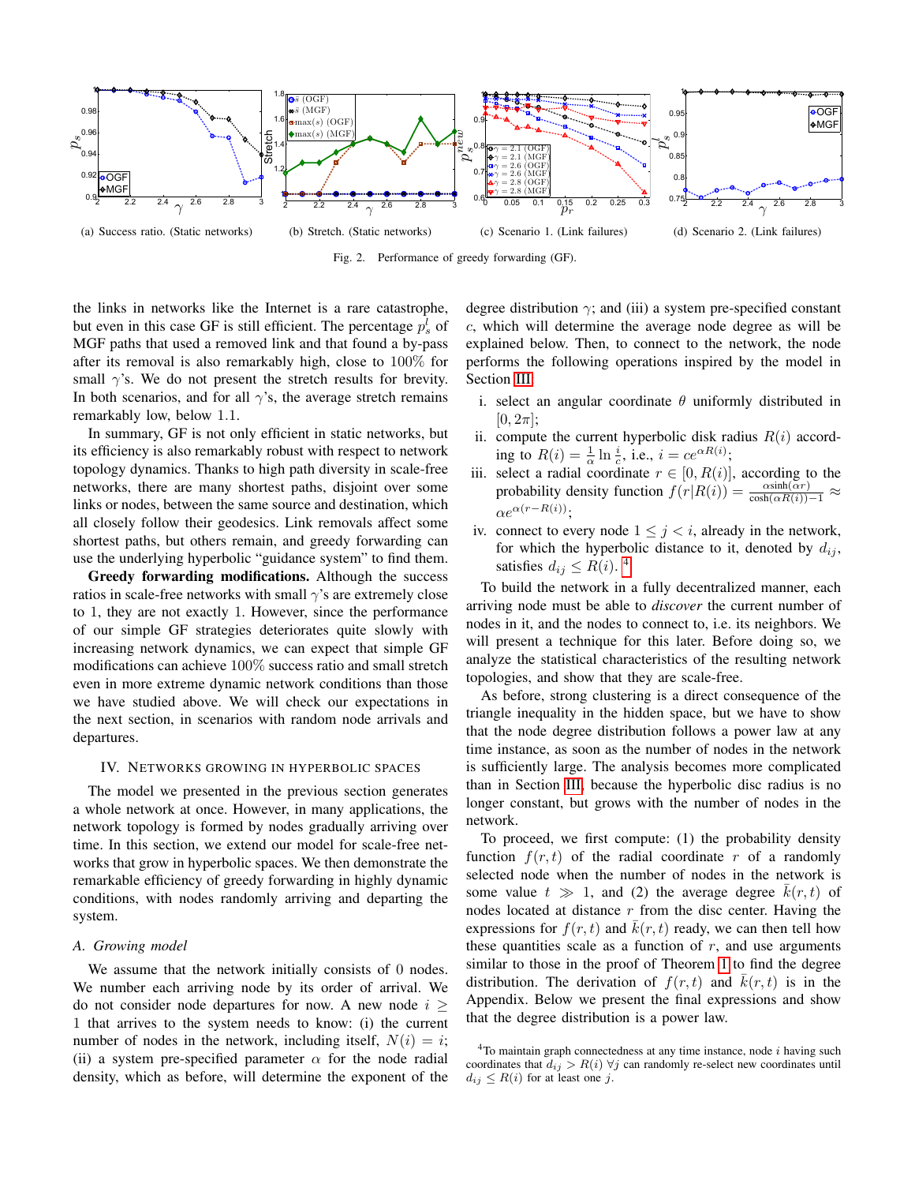(a) Success ratio. (Static networks)

(b) Stretch. (Static networks)

(c) Scenario 1. (Link failures)

(d) Scenario 2. (Link failures)

Fig. 2. Performance of greedy forwarding (GF).

the links in networks like the Internet is a rare catastrophe, but even in this case GF is still efficient. The percentage $p_s^l$ of MGF paths that used a removed link and that found a by-pass after its removal is also remarkably high, close to 100% for small $\gamma$'s. We do not present the stretch results for brevity. In both scenarios, and for all $\gamma$'s, the average stretch remains remarkably low, below 1.1.

In summary, GF is not only efficient in static networks, but its efficiency is also remarkably robust with respect to network topology dynamics. Thanks to high path diversity in scale-free networks, there are many shortest paths, disjoint over some links or nodes, between the same source and destination, which all closely follow their geodesics. Link removals affect some shortest paths, but others remain, and greedy forwarding can use the underlying hyperbolic "guidance system" to find them.

**Greedy forwarding modifications.** Although the success ratios in scale-free networks with small $\gamma$'s are extremely close to 1, they are not exactly 1. However, since the performance of our simple GF strategies deteriorates quite slowly with increasing network dynamics, we can expect that simple GF modifications can achieve 100% success ratio and small stretch even in more extreme dynamic network conditions than those we have studied above. We will check our expectations in the next section, in scenarios with random node arrivals and departures.

## IV. Networks growing in hyperbolic spaces

The model we presented in the previous section generates a whole network at once. However, in many applications, the network topology is formed by nodes gradually arriving over time. In this section, we extend our model for scale-free networks that grow in hyperbolic spaces. We then demonstrate the remarkable efficiency of greedy forwarding in highly dynamic conditions, with nodes randomly arriving and departing the system.

### A. Growing model

We assume that the network initially consists of 0 nodes. We number each arriving node by its order of arrival. We do not consider node departures for now. A new node $i \geq 1$ that arrives to the system needs to know: (i) the current number of nodes in the network, including $i$, $N(i) = i$; (ii) a system pre-specified parameter $\alpha$ for the node radial density, which as before, will determine the exponent of the degree distribution $\gamma$; and (iii) a system pre-specified constant $c$, which will determine the average node degree as will be explained below. Then, to connect to the network, the node performs the following operations inspired by the model in Section III

i. select an angular coordinate $\theta$ uniformly distributed in $[0, 2\pi]$;
ii. compute the current hyperbolic disk radius $R(i)$ according to $R(i) = \frac{1}{\alpha}\ln\frac{i}{c}$, i.e., $i = ce^{\alpha R(i)}$;
iii. select a radial coordinate $r \in [0, R(i)]$, according to the probability density function $f(r|R(i)) = \frac{\alpha \sinh(\alpha r)}{\cosh(\alpha R(i)) - 1} \approx \alpha e^{\alpha(r - R(i))}$;
iv. connect to every node $1 \leq j < i$, already in the network, for which the hyperbolic distance to it, denoted by $d_{ij}$, satisfies $d_{ij} \leq R(i)$. [4]

To build the network in a fully decentralized manner, each arriving node must be able to *discover* the current number of nodes in it, and the nodes to connect to, i.e. its neighbors. We will present a technique for this later. Before doing so, we analyze the statistical characteristics of the resulting network topologies, and show that they are scale-free.

As before, strong clustering is a direct consequence of the triangle inequality in the hidden space, but we have to show that the node degree distribution follows a power law at any time instance, as soon as the number of nodes in the network is sufficiently large. The analysis becomes more complicated than in Section III, because the hyperbolic disc radius is no longer constant, but grows with the number of nodes in the network.

To proceed, we first compute: (1) the probability density function $f(r, t)$ of the radial coordinate $r$ of a randomly selected node when the number of nodes in the network is some value $t \gg 1$, and (2) the average degree $\bar{k}(r, t)$ of nodes located at distance $r$ from the disc center. Having the expressions for $f(r, t)$ and $\bar{k}(r, t)$ ready, we can then tell how these quantities scale as a function of $r$, and use arguments similar to those in the proof of Theorem 1 to find the degree distribution. The derivation of $f(r, t)$ and $\bar{k}(r, t)$ is in the Appendix. Below we present the final expressions and show that the degree distribution is a power law.

[4] To maintain graph connectedness at any time instance, node $i$ having such coordinates that $d_{ij} > R(i)$ $\forall j$ can randomly re-select new coordinates until $d_{ij} \leq R(i)$ for at least one $j$.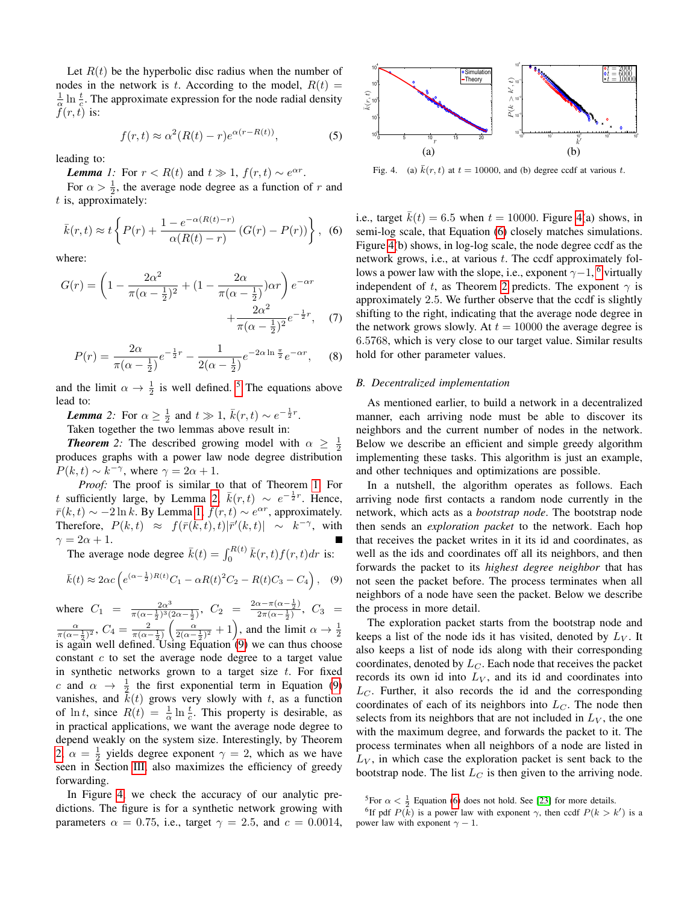Let $R(t)$ be the hyperbolic disc radius when the number of nodes in the network is $t$. According to the model, $R(t) = \frac{1}{\alpha} \ln \frac{t}{c}$. The approximate expression for the node radial density $f(r,t)$ is:

$$f(r,t) \approx \alpha^2 (R(t) - r) e^{\alpha(r - R(t))}, \tag{5}$$

leading to:

***Lemma 1:*** For $r < R(t)$ and $t \gg 1$, $f(r,t) \sim e^{\alpha r}$.

For $\alpha > \frac{1}{2}$, the average node degree as a function of $r$ and $t$ is, approximately:

$$\bar{k}(r,t) \approx t \left\{ P(r) + \frac{1 - e^{-\alpha(R(t)-r)}}{\alpha(R(t)-r)} (G(r) - P(r)) \right\}, \tag{6}$$

where:

$$G(r) = \left(1 - \frac{2\alpha^2}{\pi(\alpha - \frac{1}{2})^2} + (1 - \frac{2\alpha}{\pi(\alpha - \frac{1}{2})})\alpha r\right) e^{-\alpha r} + \frac{2\alpha^2}{\pi(\alpha - \frac{1}{2})^2} e^{-\frac{1}{2}r}, \tag{7}$$

$$P(r) = \frac{2\alpha}{\pi(\alpha - \frac{1}{2})} e^{-\frac{1}{2}r} - \frac{1}{2(\alpha - \frac{1}{2})} e^{-2\alpha \ln \frac{\pi}{2}} e^{-\alpha r}, \tag{8}$$

and the limit $\alpha \to \frac{1}{2}$ is well defined. [5] The equations above lead to:

***Lemma 2:*** For $\alpha \geq \frac{1}{2}$ and $t \gg 1$, $\bar{k}(r,t) \sim e^{-\frac{1}{2}r}$.

Taken together the two lemmas above result in:

***Theorem 2:*** The described growing model with $\alpha \geq \frac{1}{2}$ produces graphs with a power law node degree distribution $P(k,t) \sim k^{-\gamma}$, where $\gamma = 2\alpha + 1$.

*Proof:* The proof is similar to that of Theorem 1. For $t$ sufficiently large, by Lemma 2, $\bar{k}(r,t) \sim e^{-\frac{1}{2}r}$. Hence, $\bar{r}(k,t) \sim -2\ln k$. By Lemma 1, $f(r,t) \sim e^{\alpha r}$, approximately. Therefore, $P(k,t) \approx f(\bar{r}(k,t),t)|\bar{r}'(k,t)| \sim k^{-\gamma}$, with $\gamma = 2\alpha + 1$. ∎

The average node degree $\bar{k}(t) = \int_0^{R(t)} \bar{k}(r,t) f(r,t) dr$ is:

$$\bar{k}(t) \approx 2\alpha c \left( e^{(\alpha - \frac{1}{2})R(t)} C_1 - \alpha R(t)^2 C_2 - R(t) C_3 - C_4 \right), \tag{9}$$

where $C_1 = \frac{2\alpha^3}{\pi(\alpha - \frac{1}{2})^3 (2\alpha - \frac{1}{2})}$, $C_2 = \frac{2\alpha - \pi(\alpha - \frac{1}{2})}{2\pi(\alpha - \frac{1}{2})}$, $C_3 = \frac{\alpha}{\pi(\alpha - \frac{1}{2})^2}$, $C_4 = \frac{2}{\pi(\alpha - \frac{1}{2})} \left( \frac{\alpha}{2(\alpha - \frac{1}{2})^2} + 1 \right)$, and the limit $\alpha \to \frac{1}{2}$ is again well defined. Using Equation (9) we can thus choose constant $c$ to set the average node degree to a target value in synthetic networks grown to a target size $t$. For fixed $c$ and $\alpha \to \frac{1}{2}$ the first exponential term in Equation (9) vanishes, and $\bar{k}(t)$ grows very slowly with $t$, as a function of $\ln t$, since $R(t) = \frac{1}{\alpha} \ln \frac{t}{c}$. This property is desirable, as in practical applications, we want the average node degree to depend weakly on the system size. Interestingly, by Theorem 2, $\alpha = \frac{1}{2}$ yields degree exponent $\gamma = 2$, which as we have seen in Section III, also maximizes the efficiency of greedy forwarding.

In Figure 4, we check the accuracy of our analytic predictions. The figure is for a synthetic network growing with parameters $\alpha = 0.75$, i.e., target $\gamma = 2.5$, and $c = 0.0014$, i.e., target $\bar{k}(t) = 6.5$ when $t = 10000$. Figure 4(a) shows, in semi-log scale, that Equation (6) closely matches simulations. Figure 4(b) shows, in log-log scale, the node degree ccdf as the network grows, i.e., at various $t$. The ccdf approximately follows a power law with the slope, i.e., exponent $\gamma - 1$, [6] virtually independent of $t$, as Theorem 2 predicts. The exponent $\gamma$ is approximately 2.5. We further observe that the ccdf is slightly shifting to the right, indicating that the average node degree in the network grows slowly. At $t = 10000$ the average degree is 6.5768, which is very close to our target value. Similar results hold for other parameter values.

Fig. 4. (a) $\bar{k}(r,t)$ at $t = 10000$, and (b) degree ccdf at various $t$.

### B. Decentralized implementation

As mentioned earlier, to build a network in a decentralized manner, each arriving node must be able to discover its neighbors and the current number of nodes in the network. Below we describe an efficient and simple greedy algorithm implementing these tasks. This algorithm is just an example, and other techniques and optimizations are possible.

In a nutshell, the algorithm operates as follows. Each arriving node first contacts a random node currently in the network, which acts as a *bootstrap node*. The bootstrap node then sends an *exploration packet* to the network. Each hop that receives the packet writes in it its id and coordinates, as well as the ids and coordinates off all its neighbors, and then forwards the packet to its *highest degree neighbor* that has not seen the packet before. The process terminates when all neighbors of a node have seen the packet. Below we describe the process in more detail.

The exploration packet starts from the bootstrap node and keeps a list of the node ids it has visited, denoted by $L_V$. It also keeps a list of node ids along with their corresponding coordinates, denoted by $L_C$. Each node that receives the packet records its own id into $L_V$, and its id and coordinates into $L_C$. Further, it also records the id and the corresponding coordinates of each of its neighbors into $L_C$. The node then selects from its neighbors that are not included in $L_V$, the one with the maximum degree, and forwards the packet to it. The process terminates when all neighbors of a node are listed in $L_V$, in which case the exploration packet is sent back to the bootstrap node. The list $L_C$ is then given to the arriving node.

[5] For $\alpha < \frac{1}{2}$ Equation (6) does not hold. See [23] for more details.

[6] If pdf $P(k)$ is a power law with exponent $\gamma$, then ccdf $P(k > k')$ is a power law with exponent $\gamma - 1$.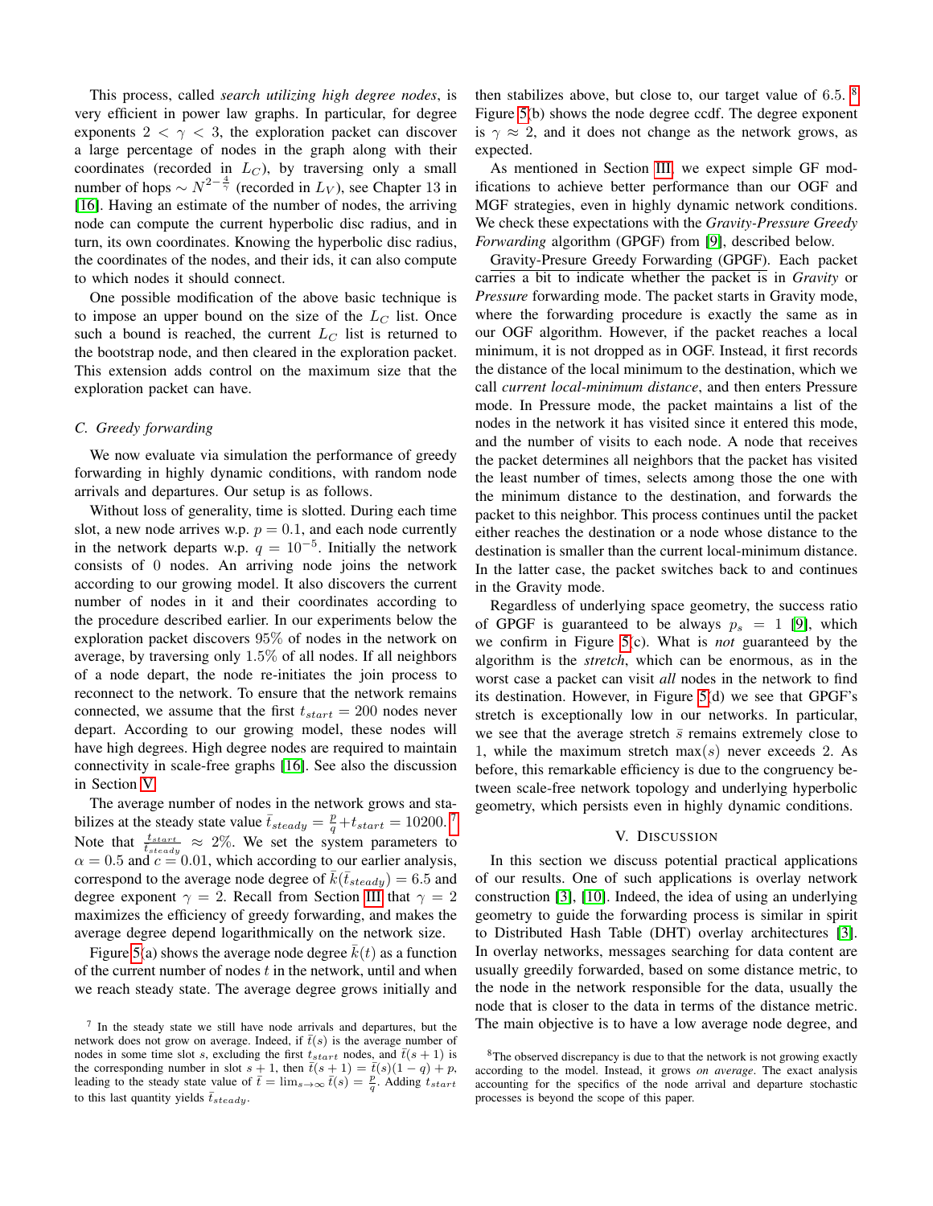This process, called *search utilizing high degree nodes*, is very efficient in power law graphs. In particular, for degree exponents $2 < \gamma < 3$, the exploration packet can discover a large percentage of nodes in the graph along with their coordinates (recorded in $L_C$), by traversing only a small number of hops $\sim N^{2-\frac{4}{\gamma}}$ (recorded in $L_V$), see Chapter 13 in [16]. Having an estimate of the number of nodes, the arriving node can compute the current hyperbolic disc radius, and in turn, its own coordinates. Knowing the hyperbolic disc radius, the coordinates of the nodes, and their ids, it can also compute to which nodes it should connect.

One possible modification of the above basic technique is to impose an upper bound on the size of the $L_C$ list. Once such a bound is reached, the current $L_C$ list is returned to the bootstrap node, and then cleared in the exploration packet. This extension adds control on the maximum size that the exploration packet can have.

### C. Greedy forwarding

We now evaluate via simulation the performance of greedy forwarding in highly dynamic conditions, with random node arrivals and departures. Our setup is as follows.

Without loss of generality, time is slotted. During each time slot, a new node arrives w.p. $p = 0.1$, and each node currently in the network departs w.p. $q = 10^{-5}$. Initially the network consists of 0 nodes. An arriving node joins the network according to our growing model. It also discovers the current number of nodes in it and their coordinates according to the procedure described earlier. In our experiments below the exploration packet discovers 95% of nodes in the network on average, by traversing only 1.5% of all nodes. If all neighbors of a node depart, the node re-initiates the join process to reconnect to the network. To ensure that the network remains connected, we assume that the first $t_{start} = 200$ nodes never depart. According to our growing model, these nodes will have high degrees. High degree nodes are required to maintain connectivity in scale-free graphs [16]. See also the discussion in Section V.

The average number of nodes in the network grows and stabilizes at the steady state value $\bar{t}_{steady} = \frac{p}{q} + t_{start} = 10200$.[7] Note that $\frac{t_{start}}{\bar{t}_{steady}} \approx 2\%$. We set the system parameters to $\alpha = 0.5$ and $c = 0.01$, which according to our earlier analysis, correspond to the average node degree of $\bar{k}(\bar{t}_{steady}) = 6.5$ and degree exponent $\gamma = 2$. Recall from Section III that $\gamma = 2$ maximizes the efficiency of greedy forwarding, and makes the average degree depend logarithmically on the network size.

Figure 5(a) shows the average node degree $\bar{k}(t)$ as a function of the current number of nodes $t$ in the network, until and when we reach steady state. The average degree grows initially and then stabilizes above, but close to, our target value of 6.5.[8] Figure 5(b) shows the node degree ccdf. The degree exponent is $\gamma \approx 2$, and it does not change as the network grows, as expected.

As mentioned in Section III, we expect simple GF modifications to achieve better performance than our OGF and MGF strategies, even in highly dynamic network conditions. We check these expectations with the *Gravity-Pressure Greedy Forwarding* algorithm (GPGF) from [9], described below.

Gravity-Presure Greedy Forwarding (GPGF). Each packet carries a bit to indicate whether the packet is in *Gravity* or *Pressure* forwarding mode. The packet starts in Gravity mode, where the forwarding procedure is exactly the same as in our OGF algorithm. However, if the packet reaches a local minimum, it is not dropped as in OGF. Instead, it first records the distance of the local minimum to the destination, which we call *current local-minimum distance*, and then enters Pressure mode. In Pressure mode, the packet maintains a list of the nodes in the network it has visited since it entered this mode, and the number of visits to each node. A node that receives the packet determines all neighbors that the packet has visited the least number of times, selects among those the one with the minimum distance to the destination, and forwards the packet to this neighbor. This process continues until the packet either reaches the destination or a node whose distance to the destination is smaller than the current local-minimum distance. In the latter case, the packet switches back to and continues in the Gravity mode.

Regardless of underlying space geometry, the success ratio of GPGF is guaranteed to be always $p_s = 1$ [9], which we confirm in Figure 5(c). What is *not* guaranteed by the algorithm is the *stretch*, which can be enormous, as in the worst case a packet can visit *all* nodes in the network to find its destination. However, in Figure 5(d) we see that GPGF's stretch is exceptionally low in our networks. In particular, we see that the average stretch $\bar{s}$ remains extremely close to 1, while the maximum stretch $\max(s)$ never exceeds 2. As before, this remarkable efficiency is due to the congruency between scale-free network topology and underlying hyperbolic geometry, which persists even in highly dynamic conditions.

## V. Discussion

In this section we discuss potential practical applications of our results. One of such applications is overlay network construction [3], [10]. Indeed, the idea of using an underlying geometry to guide the forwarding process is similar in spirit to Distributed Hash Table (DHT) overlay architectures [3]. In overlay networks, messages searching for data content are usually greedily forwarded, based on some distance metric, to the node in the network responsible for the data, usually the node that is closer to the data in terms of the distance metric. The main objective is to have a low average node degree, and

---

[7] In the steady state we still have node arrivals and departures, but the network does not grow on average. Indeed, if $\bar{t}(s)$ is the average number of nodes in some time slot $s$, excluding the first $t_{start}$ nodes, and $\bar{t}(s+1)$ is the corresponding number in slot $s+1$, then $\bar{t}(s+1) = \bar{t}(s)(1-q) + p$, leading to the steady state value of $\bar{t} = \lim_{s \to \infty} \bar{t}(s) = \frac{p}{q}$. Adding $t_{start}$ to this last quantity yields $\bar{t}_{steady}$.

[8] The observed discrepancy is due to that the network is not growing exactly according to the model. Instead, it grows *on average*. The exact analysis accounting for the specifics of the node arrival and departure stochastic processes is beyond the scope of this paper.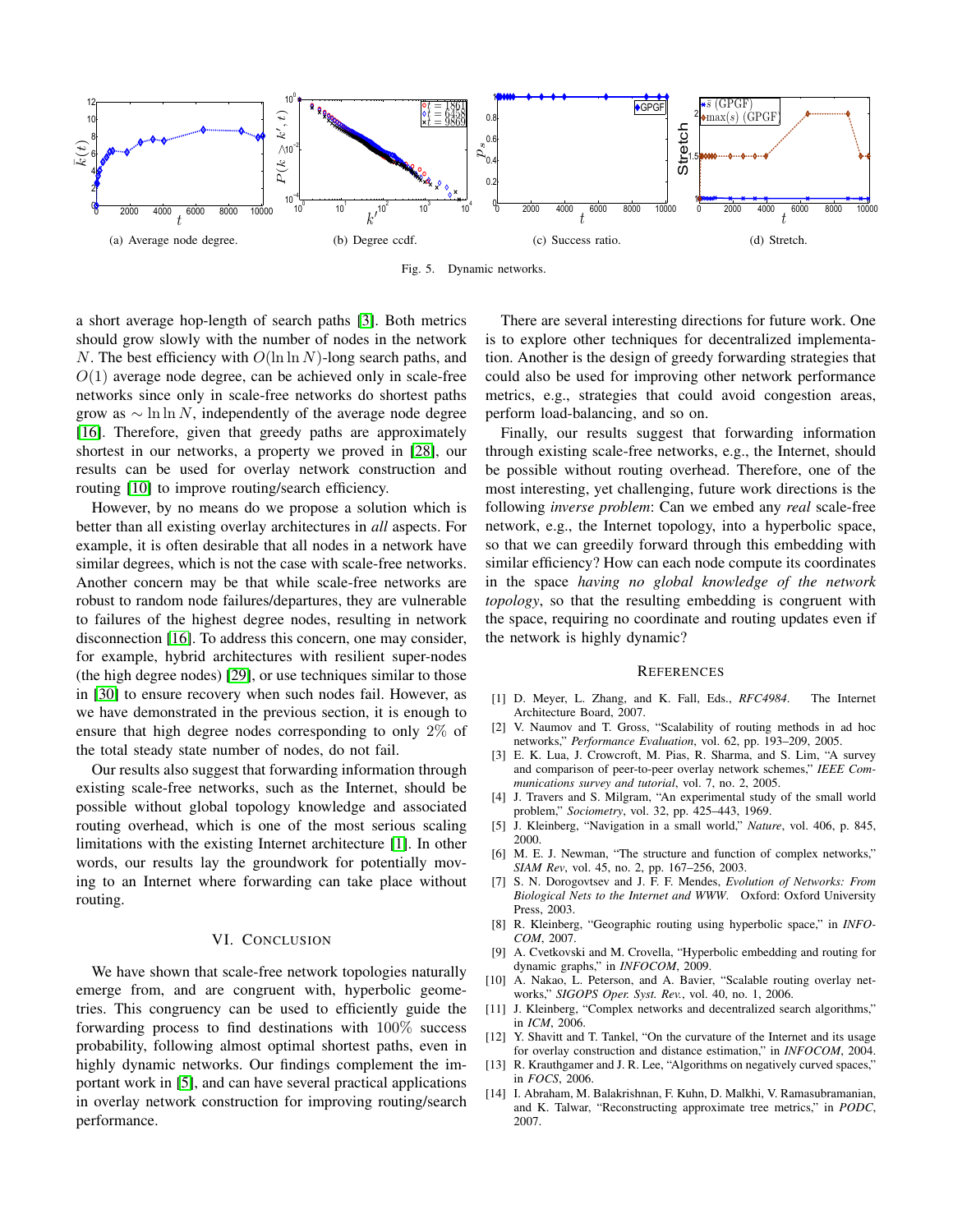(a) Average node degree.

(b) Degree ccdf.

(c) Success ratio.

(d) Stretch.

Fig. 5. Dynamic networks.

a short average hop-length of search paths [3]. Both metrics should grow slowly with the number of nodes in the network $N$. The best efficiency with $O(\ln \ln N)$-long search paths, and $O(1)$ average node degree, can be achieved only in scale-free networks since only in scale-free networks do shortest paths grow as $\sim \ln \ln N$, independently of the average node degree [16]. Therefore, given that greedy paths are approximately shortest in our networks, a property we proved in [28], our results can be used for overlay network construction and routing [10] to improve routing/search efficiency.

However, by no means do we propose a solution which is better than all existing overlay architectures in *all* aspects. For example, it is often desirable that all nodes in a network have similar degrees, which is not the case with scale-free networks. Another concern may be that while scale-free networks are robust to random node failures/departures, they are vulnerable to failures of the highest degree nodes, resulting in network disconnection [16]. To address this concern, one may consider, for example, hybrid architectures with resilient super-nodes (the high degree nodes) [29], or use techniques similar to those in [30] to ensure recovery when such nodes fail. However, as we have demonstrated in the previous section, it is enough to ensure that high degree nodes corresponding to only $2\%$ of the total steady state number of nodes, do not fail.

Our results also suggest that forwarding information through existing scale-free networks, such as the Internet, should be possible without global topology knowledge and associated routing overhead, which is one of the most serious scaling limitations with the existing Internet architecture [1]. In other words, our results lay the groundwork for potentially moving to an Internet where forwarding can take place without routing.

## VI. Conclusion

We have shown that scale-free network topologies naturally emerge from, and are congruent with, hyperbolic geometries. This congruency can be used to efficiently guide the forwarding process to find destinations with $100\%$ success probability, following almost optimal shortest paths, even in highly dynamic networks. Our findings complement the important work in [5], and can have several practical applications in overlay network construction for improving routing/search performance.

There are several interesting directions for future work. One is to explore other techniques for decentralized implementation. Another is the design of greedy forwarding strategies that could also be used for improving other network performance metrics, e.g., strategies that could avoid congestion areas, perform load-balancing, and so on.

Finally, our results suggest that forwarding information through existing scale-free networks, e.g., the Internet, should be possible without routing overhead. Therefore, one of the most interesting, yet challenging, future work directions is the following *inverse problem*: Can we embed any *real* scale-free network, e.g., the Internet topology, into a hyperbolic space, so that we can greedily forward through this embedding with similar efficiency? How can each node compute its coordinates in the space *having no global knowledge of the network topology*, so that the resulting embedding is congruent with the space, requiring no coordinate and routing updates even if the network is highly dynamic?

## References

[1] D. Meyer, L. Zhang, and K. Fall, Eds., *RFC4984*. The Internet Architecture Board, 2007.

[2] V. Naumov and T. Gross, "Scalability of routing methods in ad hoc networks," *Performance Evaluation*, vol. 62, pp. 193–209, 2005.

[3] E. K. Lua, J. Crowcroft, M. Pias, R. Sharma, and S. Lim, "A survey and comparison of peer-to-peer overlay network schemes," *IEEE Communications survey and tutorial*, vol. 7, no. 2, 2005.

[4] J. Travers and S. Milgram, "An experimental study of the small world problem," *Sociometry*, vol. 32, pp. 425–443, 1969.

[5] J. Kleinberg, "Navigation in a small world," *Nature*, vol. 406, p. 845, 2000.

[6] M. E. J. Newman, "The structure and function of complex networks," *SIAM Rev*, vol. 45, no. 2, pp. 167–256, 2003.

[7] S. N. Dorogovtsev and J. F. F. Mendes, *Evolution of Networks: From Biological Nets to the Internet and WWW*. Oxford: Oxford University Press, 2003.

[8] R. Kleinberg, "Geographic routing using hyperbolic space," in *INFOCOM*, 2007.

[9] A. Cvetkovski and M. Crovella, "Hyperbolic embedding and routing for dynamic graphs," in *INFOCOM*, 2009.

[10] A. Nakao, L. Peterson, and A. Bavier, "Scalable routing overlay networks," *SIGOPS Oper. Syst. Rev.*, vol. 40, no. 1, 2006.

[11] J. Kleinberg, "Complex networks and decentralized search algorithms," in *ICM*, 2006.

[12] Y. Shavitt and T. Tankel, "On the curvature of the Internet and its usage for overlay construction and distance estimation," in *INFOCOM*, 2004.

[13] R. Krauthgamer and J. R. Lee, "Algorithms on negatively curved spaces," in *FOCS*, 2006.

[14] I. Abraham, M. Balakrishnan, F. Kuhn, D. Malkhi, V. Ramasubramanian, and K. Talwar, "Reconstructing approximate tree metrics," in *PODC*, 2007.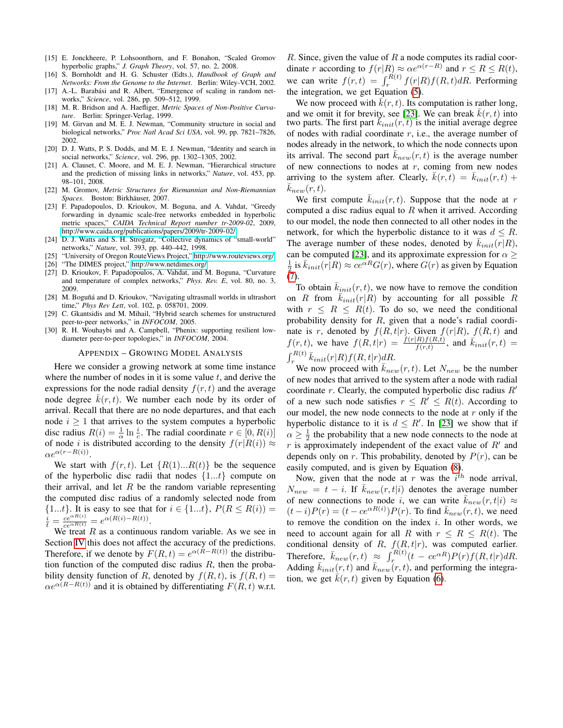[15] E. Jonckheere, P. Lohsoonthorn, and F. Bonahon, "Scaled Gromov hyperbolic graphs," *J. Graph Theory*, vol. 57, no. 2, 2008.

[16] S. Bornholdt and H. G. Schuster (Edts.), *Handbook of Graph and Networks: From the Genome to the Internet*. Berlin: Wiley-VCH, 2002.

[17] A.-L. Barabási and R. Albert, "Emergence of scaling in random networks," *Science*, vol. 286, pp. 509–512, 1999.

[18] M. R. Bridson and A. Haefliger, *Metric Spaces of Non-Positive Curvature*. Berlin: Springer-Verlag, 1999.

[19] M. Girvan and M. E. J. Newman, "Community structure in social and biological networks," *Proc Natl Acad Sci USA*, vol. 99, pp. 7821–7826, 2002.

[20] D. J. Watts, P. S. Dodds, and M. E. J. Newman, "Identity and search in social networks," *Science*, vol. 296, pp. 1302–1305, 2002.

[21] A. Clauset, C. Moore, and M. E. J. Newman, "Hierarchical structure and the prediction of missing links in networks," *Nature*, vol. 453, pp. 98–101, 2008.

[22] M. Gromov, *Metric Structures for Riemannian and Non-Riemannian Spaces*. Boston: Birkhäuser, 2007.

[23] F. Papadopoulos, D. Krioukov, M. Boguna, and A. Vahdat, "Greedy forwarding in dynamic scale-free networks embedded in hyperbolic metric spaces," *CAIDA Technical Report number tr-2009-02*, 2009, http://www.caida.org/publications/papers/2009/tr-2009-02/.

[24] D. J. Watts and S. H. Strogatz, "Collective dynamics of "small-world" networks," *Nature*, vol. 393, pp. 440–442, 1998.

[25] "University of Oregon RouteViews Project," http://www.routeviews.org/.

[26] "The DIMES project," http://www.netdimes.org/.

[27] D. Krioukov, F. Papadopoulos, A. Vahdat, and M. Boguna, "Curvature and temperature of complex networks," *Phys. Rev. E*, vol. 80, no. 3, 2009.

[28] M. Boguñá and D. Krioukov, "Navigating ultrasmall worlds in ultrashort time," *Phys Rev Lett*, vol. 102, p. 058701, 2009.

[29] C. Gkantsidis and M. Mihail, "Hybrid search schemes for unstructured peer-to-peer networks," in *INFOCOM*, 2005.

[30] R. H. Wouhaybi and A. Campbell, "Phenix: supporting resilient low-diameter peer-to-peer topologies," in *INFOCOM*, 2004.

## Appendix – Growing Model Analysis

Here we consider a growing network at some time instance where the number of nodes in it is some value $t$, and derive the expressions for the node radial density $f(r,t)$ and the average node degree $\bar{k}(r,t)$. We number each node by its order of arrival. Recall that there are no node departures, and that each node $i \geq 1$ that arrives to the system computes a hyperbolic disc radius $R(i) = \frac{1}{\alpha}\ln\frac{i}{c}$. The radial coordinate $r \in [0, R(i)]$ of node $i$ is distributed according to the density $f(r|R(i)) \approx \alpha e^{\alpha(r-R(i))}$.

We start with $f(r,t)$. Let $\{R(1)...R(t)\}$ be the sequence of the hyperbolic disc radii that nodes $\{1...t\}$ compute on their arrival, and let $R$ be the random variable representing the computed disc radius of a randomly selected node from $\{1...t\}$. It is easy to see that for $i \in \{1...t\}$, $P(R \leq R(i)) = \frac{i}{t} = \frac{ce^{\alpha R(i)}}{ce^{\alpha R(t)}} = e^{\alpha(R(i)-R(t))}$.

We treat $R$ as a continuous random variable. As we see in Section IV this does not affect the accuracy of the predictions. Therefore, if we denote by $F(R,t) = e^{\alpha(R-R(t))}$ the distribution function of the computed disc radius $R$, then the probability density function of $R$, denoted by $f(R,t)$, is $f(R,t) = \alpha e^{\alpha(R-R(t))}$ and it is obtained by differentiating $F(R,t)$ w.r.t. $R$. Since, given the value of $R$ a node computes its radial coordinate $r$ according to $f(r|R) \approx \alpha e^{\alpha(r-R)}$ and $r \leq R \leq R(t)$, we can write $f(r,t) = \int_r^{R(t)} f(r|R)f(R,t)dR$. Performing the integration, we get Equation (5).

We now proceed with $\bar{k}(r,t)$. Its computation is rather long, and we omit it for brevity, see [23]. We can break $\bar{k}(r,t)$ into two parts. The first part $\bar{k}_{init}(r,t)$ is the initial average degree of nodes with radial coordinate $r$, i.e., the average number of nodes already in the network, to which the node connects upon its arrival. The second part $\bar{k}_{new}(r,t)$ is the average number of new connections to nodes at $r$, coming from new nodes arriving to the system after. Clearly, $\bar{k}(r,t) = \bar{k}_{init}(r,t) + \bar{k}_{new}(r,t)$.

We first compute $\bar{k}_{init}(r,t)$. Suppose that the node at $r$ computed a disc radius equal to $R$ when it arrived. According to our model, the node then connected to all other nodes in the network, for which the hyperbolic distance to it was $d \leq R$. The average number of these nodes, denoted by $\bar{k}_{init}(r|R)$, can be computed [23], and its approximate expression for $\alpha \geq \frac{1}{2}$ is $\bar{k}_{init}(r|R) \approx ce^{\alpha R}G(r)$, where $G(r)$ as given by Equation (7).

To obtain $\bar{k}_{init}(r,t)$, we now have to remove the condition on $R$ from $\bar{k}_{init}(r|R)$ by accounting for all possible $R$ with $r \leq R \leq R(t)$. To do so, we need the conditional probability density for $R$, given that a node's radial coordinate is $r$, denoted by $f(R,t|r)$. Given $f(r|R)$, $f(R,t)$ and $f(r,t)$, we have $f(R,t|r) = \frac{f(r|R)f(R,t)}{f(r,t)}$, and $\bar{k}_{init}(r,t) = \int_r^{R(t)} \bar{k}_{init}(r|R)f(R,t|r)dR$.

We now proceed with $\bar{k}_{new}(r,t)$. Let $N_{new}$ be the number of new nodes that arrived to the system after a node with radial coordinate $r$. Clearly, the computed hyperbolic disc radius $R'$ of a new such node satisfies $r \leq R' \leq R(t)$. According to our model, the new node connects to the node at $r$ only if the hyperbolic distance to it is $d \leq R'$. In [23] we show that if $\alpha \geq \frac{1}{2}$ the probability that a new node connects to the node at $r$ is approximately independent of the exact value of $R'$ and depends only on $r$. This probability, denoted by $P(r)$, can be easily computed, and is given by Equation (8).

Now, given that the node at $r$ was the $i^{th}$ node arrival, $N_{new} = t - i$. If $\bar{k}_{new}(r,t|i)$ denotes the average number of new connections to node $i$, we can write $\bar{k}_{new}(r,t|i) \approx (t-i)P(r) = (t - ce^{\alpha R(i)})P(r)$. To find $\bar{k}_{new}(r,t)$, we need to remove the condition on the index $i$. In other words, we need to account again for all $R$ with $r \leq R \leq R(t)$. The conditional density of $R$, $f(R,t|r)$, was computed earlier. Therefore, $\bar{k}_{new}(r,t) \approx \int_r^{R(t)}(t - ce^{\alpha R})P(r)f(R,t|r)dR$. Adding $\bar{k}_{init}(r,t)$ and $\bar{k}_{new}(r,t)$, and performing the integration, we get $\bar{k}(r,t)$ given by Equation (6).